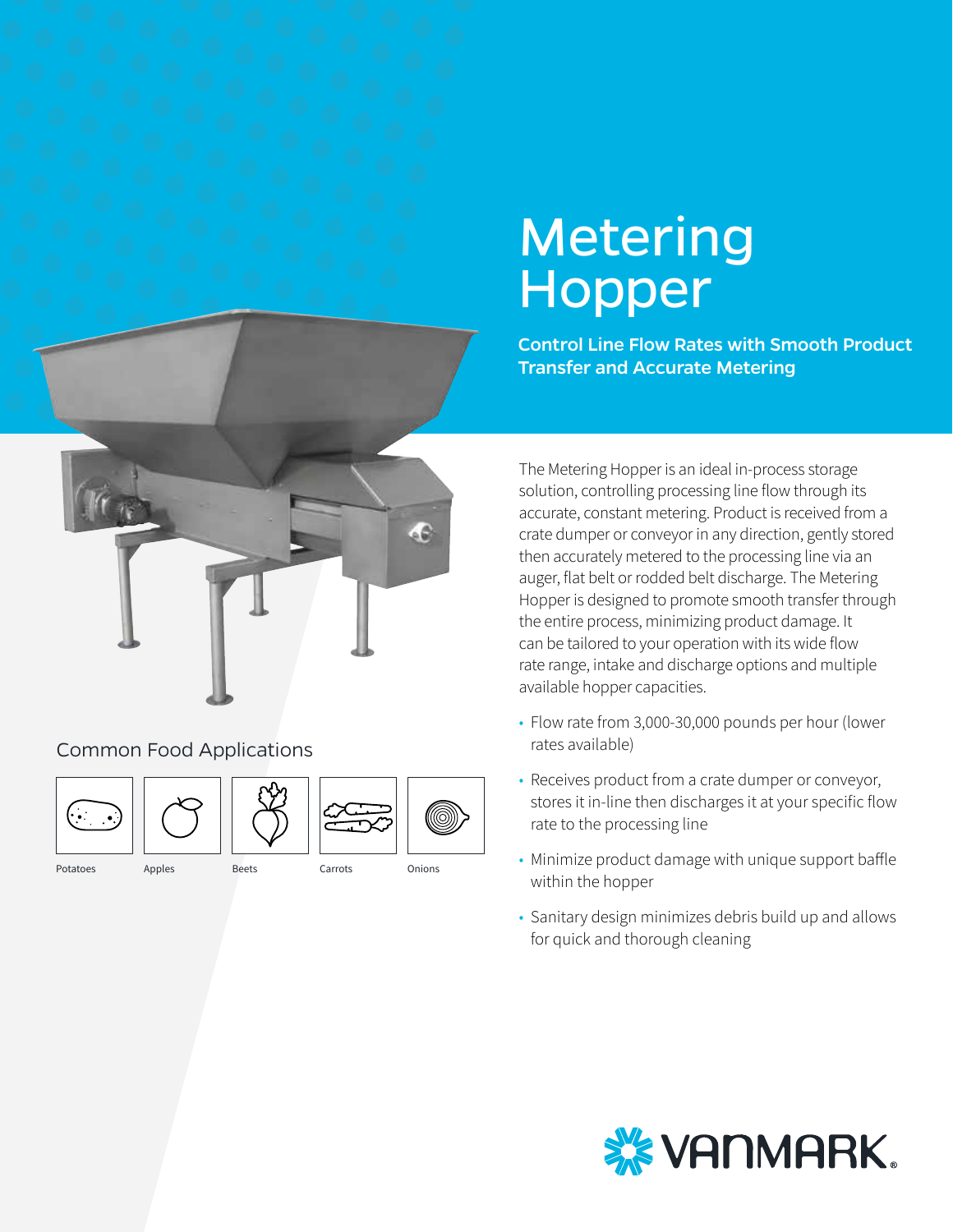# Metering Hopper

**Control Line Flow Rates with Smooth Product Transfer and Accurate Metering**

The Metering Hopper is an ideal in-process storage solution, controlling processing line flow through its accurate, constant metering. Product is received from a crate dumper or conveyor in any direction, gently stored then accurately metered to the processing line via an auger, flat belt or rodded belt discharge. The Metering Hopper is designed to promote smooth transfer through the entire process, minimizing product damage. It can be tailored to your operation with its wide flow rate range, intake and discharge options and multiple available hopper capacities.

- Flow rate from 3,000-30,000 pounds per hour (lower rates available)
- Receives product from a crate dumper or conveyor, stores it in-line then discharges it at your specific flow rate to the processing line
- Minimize product damage with unique support baffle within the hopper
- Sanitary design minimizes debris build up and allows for quick and thorough cleaning

## Common Food Applications

Potatoes

Apples

Beets

Carrots

Onions

VANMARK®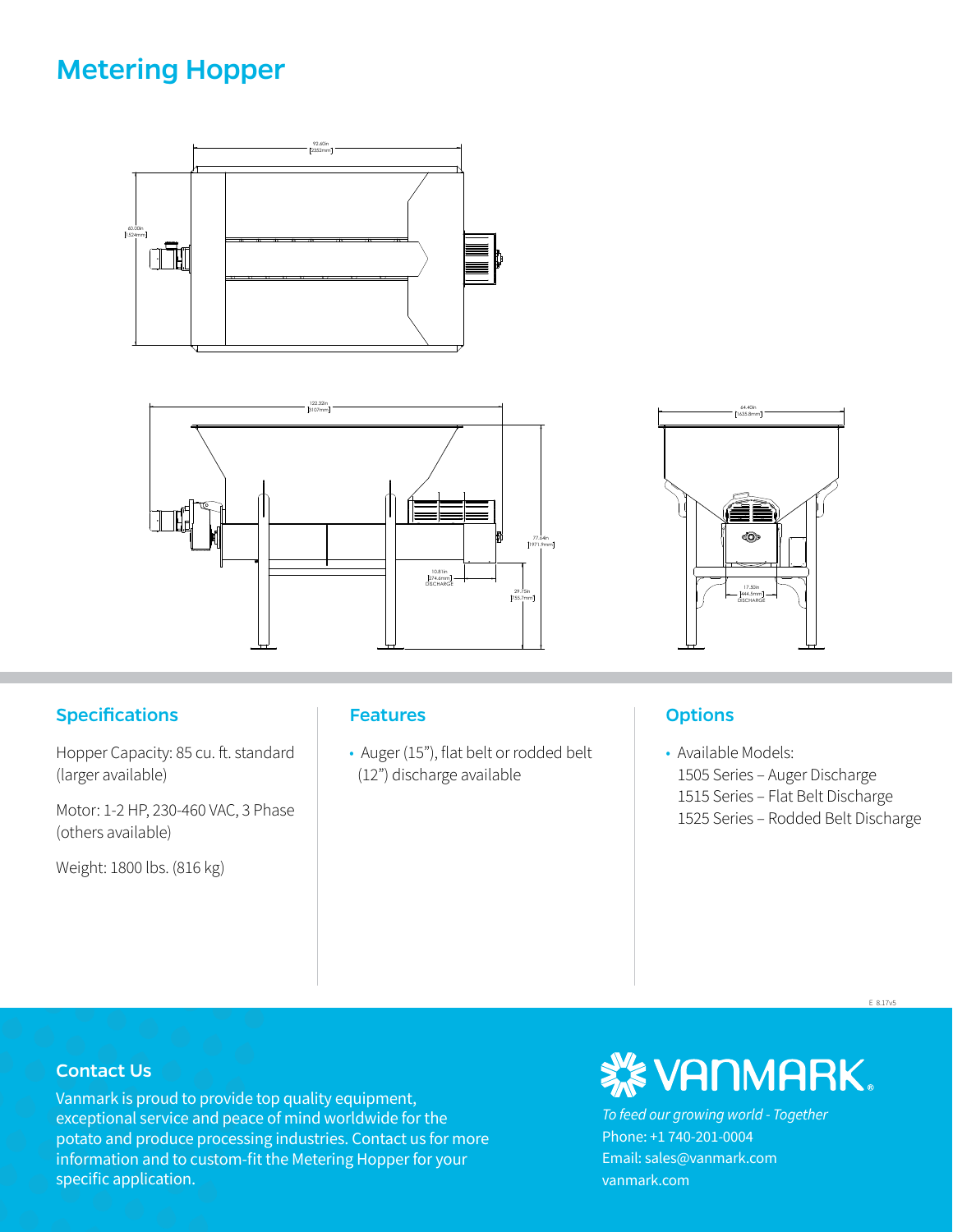# Metering Hopper

92.60in
[2352mm]

60.00in
[1524mm]

122.32in
[3107mm]

77.64in
[1971.9mm]

10.81in
[274.6mm]
DISCHARGE

29.75in
[755.7mm]

64.40in
[1635.8mm]

17.50in
[444.5mm]
DISCHARGE

## Specifications

Hopper Capacity: 85 cu. ft. standard (larger available)

Motor: 1-2 HP, 230-460 VAC, 3 Phase (others available)

Weight: 1800 lbs. (816 kg)

## Features

- Auger (15"), flat belt or rodded belt (12") discharge available

## Options

- Available Models:
  1505 Series – Auger Discharge
  1515 Series – Flat Belt Discharge
  1525 Series – Rodded Belt Discharge

E. 8.17v5

## Contact Us

Vanmark is proud to provide top quality equipment, exceptional service and peace of mind worldwide for the potato and produce processing industries. Contact us for more information and to custom-fit the Metering Hopper for your specific application.

VANMARK.

*To feed our growing world - Together*

Phone: +1 740-201-0004

Email: sales@vanmark.com

vanmark.com